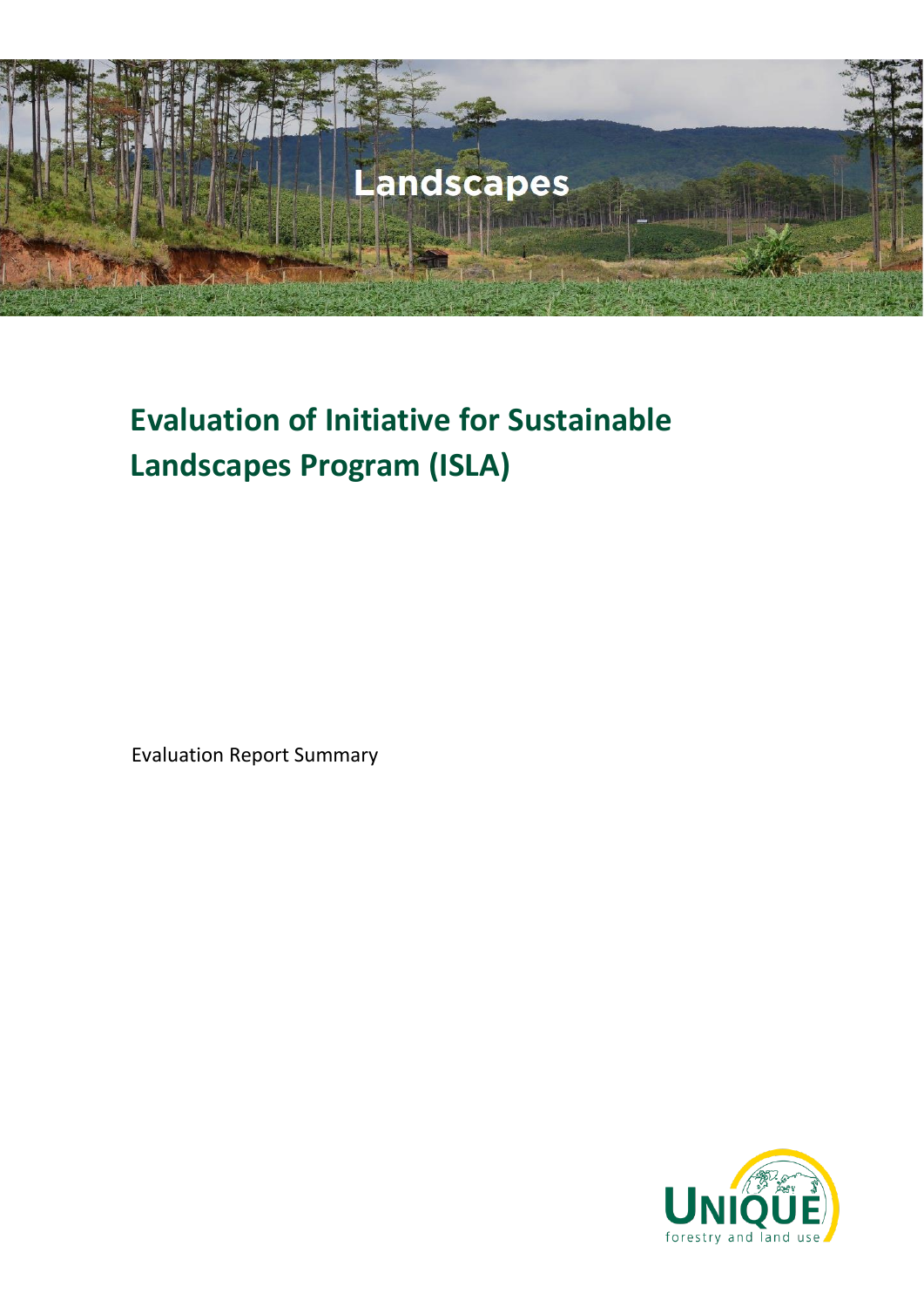Landscapes

# Evaluation of Initiative for Sustainable Landscapes Program (ISLA)

Evaluation Report Summary

UNIQUE forestry and land use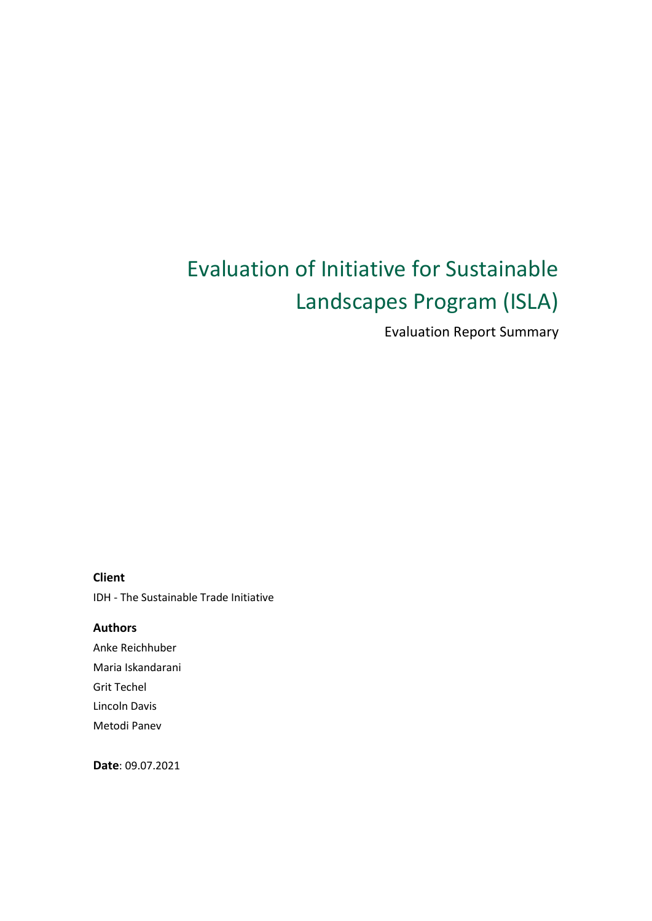# Evaluation of Initiative for Sustainable Landscapes Program (ISLA)

Evaluation Report Summary

**Client**

IDH - The Sustainable Trade Initiative

**Authors**

Anke Reichhuber

Maria Iskandarani

Grit Techel

Lincoln Davis

Metodi Panev

**Date**: 09.07.2021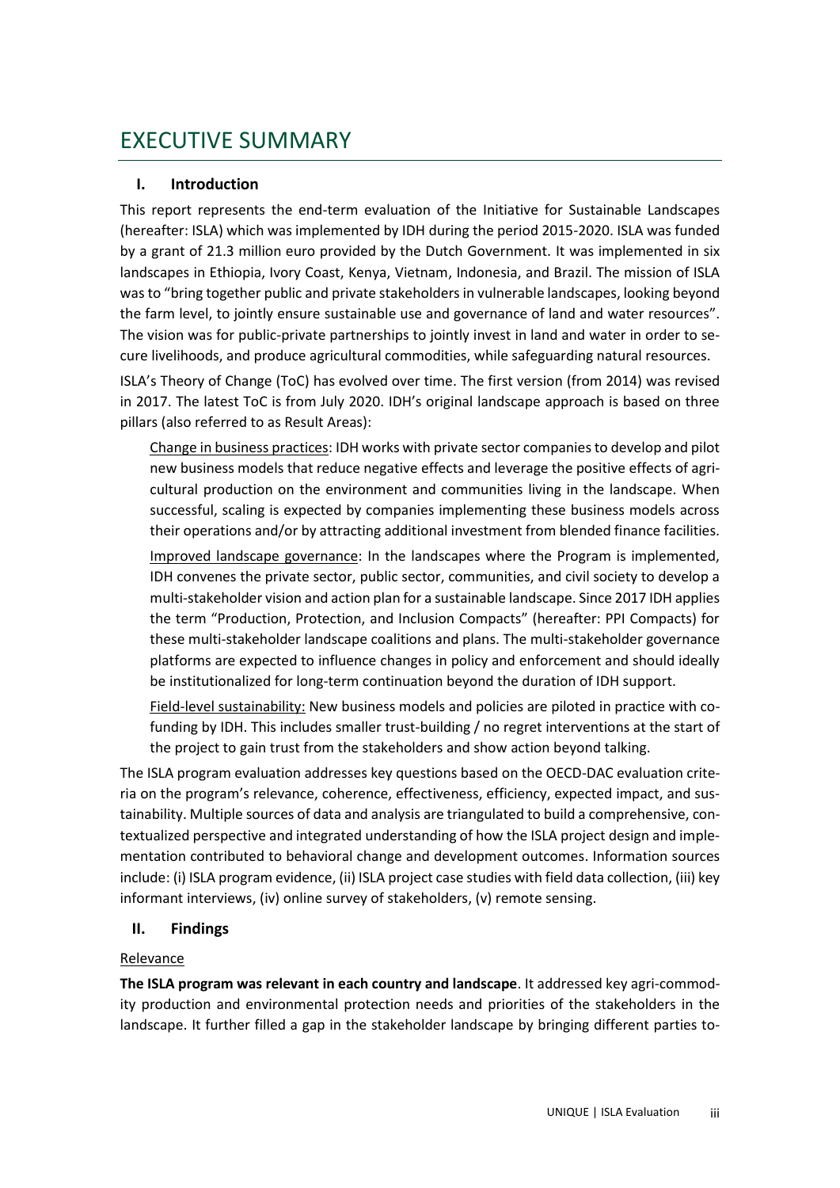# EXECUTIVE SUMMARY

## I. Introduction

This report represents the end-term evaluation of the Initiative for Sustainable Landscapes (hereafter: ISLA) which was implemented by IDH during the period 2015-2020. ISLA was funded by a grant of 21.3 million euro provided by the Dutch Government. It was implemented in six landscapes in Ethiopia, Ivory Coast, Kenya, Vietnam, Indonesia, and Brazil. The mission of ISLA was to "bring together public and private stakeholders in vulnerable landscapes, looking beyond the farm level, to jointly ensure sustainable use and governance of land and water resources". The vision was for public-private partnerships to jointly invest in land and water in order to secure livelihoods, and produce agricultural commodities, while safeguarding natural resources.

ISLA's Theory of Change (ToC) has evolved over time. The first version (from 2014) was revised in 2017. The latest ToC is from July 2020. IDH's original landscape approach is based on three pillars (also referred to as Result Areas):

<u>Change in business practices</u>: IDH works with private sector companies to develop and pilot new business models that reduce negative effects and leverage the positive effects of agricultural production on the environment and communities living in the landscape. When successful, scaling is expected by companies implementing these business models across their operations and/or by attracting additional investment from blended finance facilities.

<u>Improved landscape governance</u>: In the landscapes where the Program is implemented, IDH convenes the private sector, public sector, communities, and civil society to develop a multi-stakeholder vision and action plan for a sustainable landscape. Since 2017 IDH applies the term "Production, Protection, and Inclusion Compacts" (hereafter: PPI Compacts) for these multi-stakeholder landscape coalitions and plans. The multi-stakeholder governance platforms are expected to influence changes in policy and enforcement and should ideally be institutionalized for long-term continuation beyond the duration of IDH support.

<u>Field-level sustainability:</u> New business models and policies are piloted in practice with co-funding by IDH. This includes smaller trust-building / no regret interventions at the start of the project to gain trust from the stakeholders and show action beyond talking.

The ISLA program evaluation addresses key questions based on the OECD-DAC evaluation criteria on the program's relevance, coherence, effectiveness, efficiency, expected impact, and sustainability. Multiple sources of data and analysis are triangulated to build a comprehensive, contextualized perspective and integrated understanding of how the ISLA project design and implementation contributed to behavioral change and development outcomes. Information sources include: (i) ISLA program evidence, (ii) ISLA project case studies with field data collection, (iii) key informant interviews, (iv) online survey of stakeholders, (v) remote sensing.

## II. Findings

<u>Relevance</u>

**The ISLA program was relevant in each country and landscape**. It addressed key agri-commodity production and environmental protection needs and priorities of the stakeholders in the landscape. It further filled a gap in the stakeholder landscape by bringing different parties to-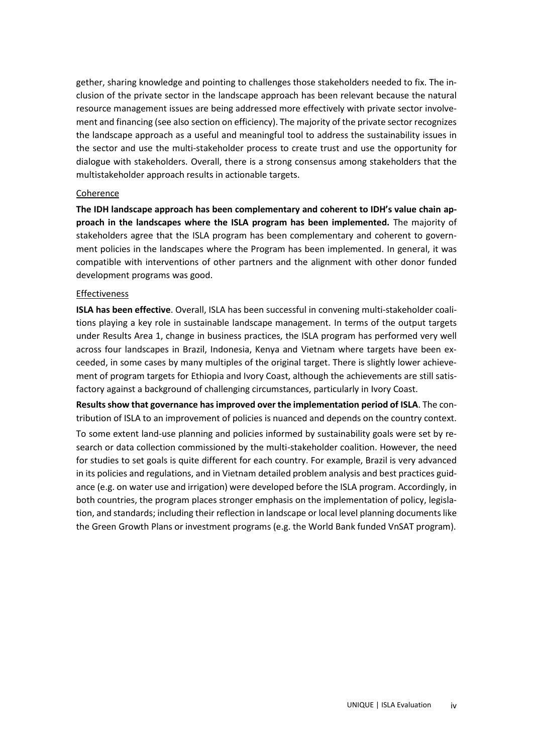gether, sharing knowledge and pointing to challenges those stakeholders needed to fix. The inclusion of the private sector in the landscape approach has been relevant because the natural resource management issues are being addressed more effectively with private sector involvement and financing (see also section on efficiency). The majority of the private sector recognizes the landscape approach as a useful and meaningful tool to address the sustainability issues in the sector and use the multi-stakeholder process to create trust and use the opportunity for dialogue with stakeholders. Overall, there is a strong consensus among stakeholders that the multistakeholder approach results in actionable targets.

Coherence

**The IDH landscape approach has been complementary and coherent to IDH's value chain approach in the landscapes where the ISLA program has been implemented.** The majority of stakeholders agree that the ISLA program has been complementary and coherent to government policies in the landscapes where the Program has been implemented. In general, it was compatible with interventions of other partners and the alignment with other donor funded development programs was good.

Effectiveness

**ISLA has been effective**. Overall, ISLA has been successful in convening multi-stakeholder coalitions playing a key role in sustainable landscape management. In terms of the output targets under Results Area 1, change in business practices, the ISLA program has performed very well across four landscapes in Brazil, Indonesia, Kenya and Vietnam where targets have been exceeded, in some cases by many multiples of the original target. There is slightly lower achievement of program targets for Ethiopia and Ivory Coast, although the achievements are still satisfactory against a background of challenging circumstances, particularly in Ivory Coast.

**Results show that governance has improved over the implementation period of ISLA**. The contribution of ISLA to an improvement of policies is nuanced and depends on the country context.

To some extent land-use planning and policies informed by sustainability goals were set by research or data collection commissioned by the multi-stakeholder coalition. However, the need for studies to set goals is quite different for each country. For example, Brazil is very advanced in its policies and regulations, and in Vietnam detailed problem analysis and best practices guidance (e.g. on water use and irrigation) were developed before the ISLA program. Accordingly, in both countries, the program places stronger emphasis on the implementation of policy, legislation, and standards; including their reflection in landscape or local level planning documents like the Green Growth Plans or investment programs (e.g. the World Bank funded VnSAT program).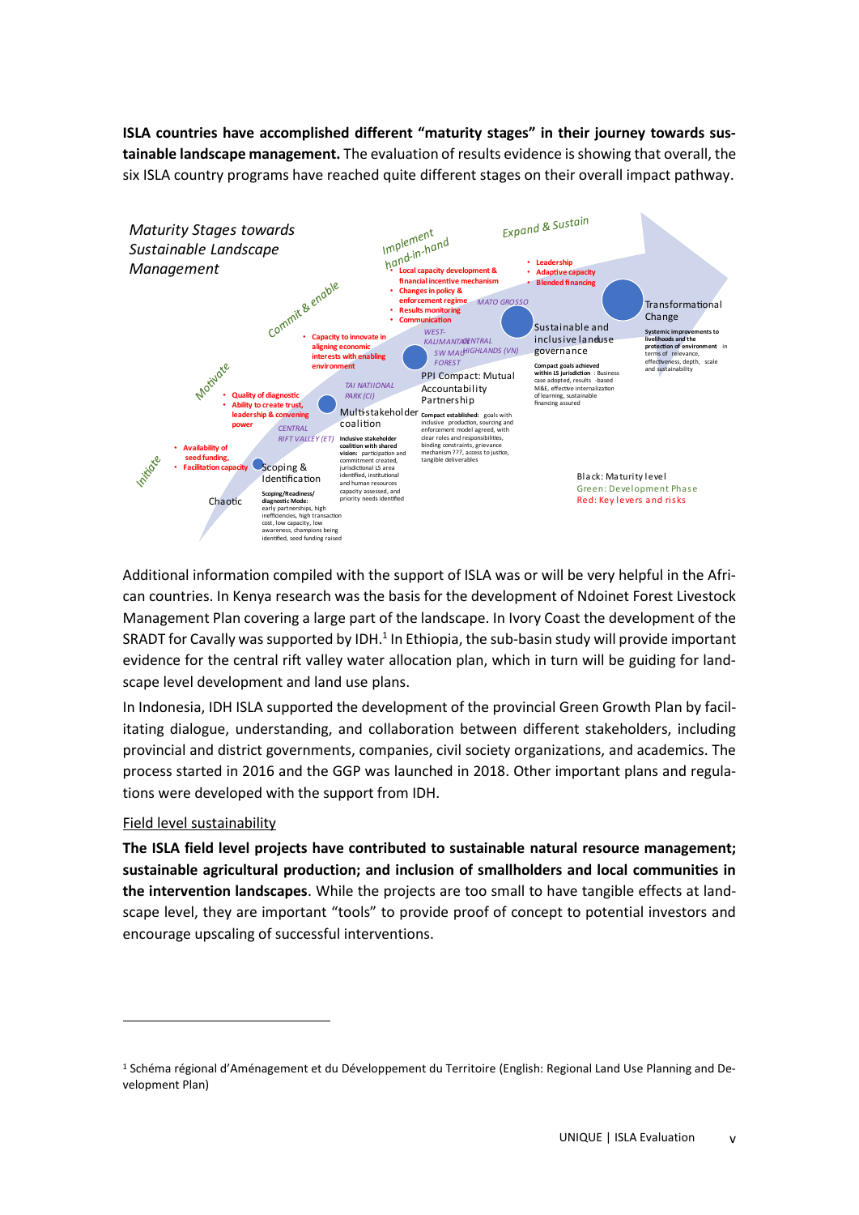**ISLA countries have accomplished different "maturity stages" in their journey towards sustainable landscape management.** The evaluation of results evidence is showing that overall, the six ISLA country programs have reached quite different stages on their overall impact pathway.

*Maturity Stages towards Sustainable Landscape Management*

Initiate — Motivate — Commit & enable — Implement hand-in-hand — Expand & Sustain

Chaotic

- Availability of seed funding,
- Facilitation capacity

Scoping & Identification
Scoping/Readiness/diagnostic Mode: early partnerships, high inefficiencies, high transaction cost, low capacity, low awareness, champions being identified, seed funding raised

CENTRAL RIFT VALLEY (ET)

- Quality of diagnostic
- Ability to create trust, leadership & convening power

Multistakeholder coalition
Inclusive stakeholder coalition with shared vision: participation and commitment created, jurisdictional LS area identified, institutional and human resources capacity assessed, and priority needs identified

TAI NATIONAL PARK (CI)

- Capacity to innovate in aligning economic interests with enabling environment

PPI Compact: Mutual Accountability Partnership
Compact established: goals with inclusive production, sourcing and enforcement model agreed, with clear roles and responsibilities, binding constraints, grievance mechanism ???, access to justice, tangible deliverables

WEST-KALIMANTAN, CENTRAL HIGHLANDS (VN), SW MAU FOREST

- Local capacity development & financial incentive mechanism
- Changes in policy & enforcement regime
- Results monitoring
- Communication

Sustainable and inclusive landuse governance
Compact goals achieved within LS jurisdiction: Business case adopted, results-based M&E, effective internalization of learning, sustainable financing assured

MATO GROSSO

- Leadership
- Adaptive capacity
- Blended financing

Transformational Change
Systemic improvements to livelihoods and the protection of environment in terms of relevance, effectiveness, depth, scale and sustainability

Black: Maturity level
Green: Development Phase
Red: Key levers and risks

Additional information compiled with the support of ISLA was or will be very helpful in the African countries. In Kenya research was the basis for the development of Ndoinet Forest Livestock Management Plan covering a large part of the landscape. In Ivory Coast the development of the SRADT for Cavally was supported by IDH.[1] In Ethiopia, the sub-basin study will provide important evidence for the central rift valley water allocation plan, which in turn will be guiding for landscape level development and land use plans.

In Indonesia, IDH ISLA supported the development of the provincial Green Growth Plan by facilitating dialogue, understanding, and collaboration between different stakeholders, including provincial and district governments, companies, civil society organizations, and academics. The process started in 2016 and the GGP was launched in 2018. Other important plans and regulations were developed with the support from IDH.

Field level sustainability

**The ISLA field level projects have contributed to sustainable natural resource management; sustainable agricultural production; and inclusion of smallholders and local communities in the intervention landscapes**. While the projects are too small to have tangible effects at landscape level, they are important "tools" to provide proof of concept to potential investors and encourage upscaling of successful interventions.

---

[1] Schéma régional d'Aménagement et du Développement du Territoire (English: Regional Land Use Planning and Development Plan)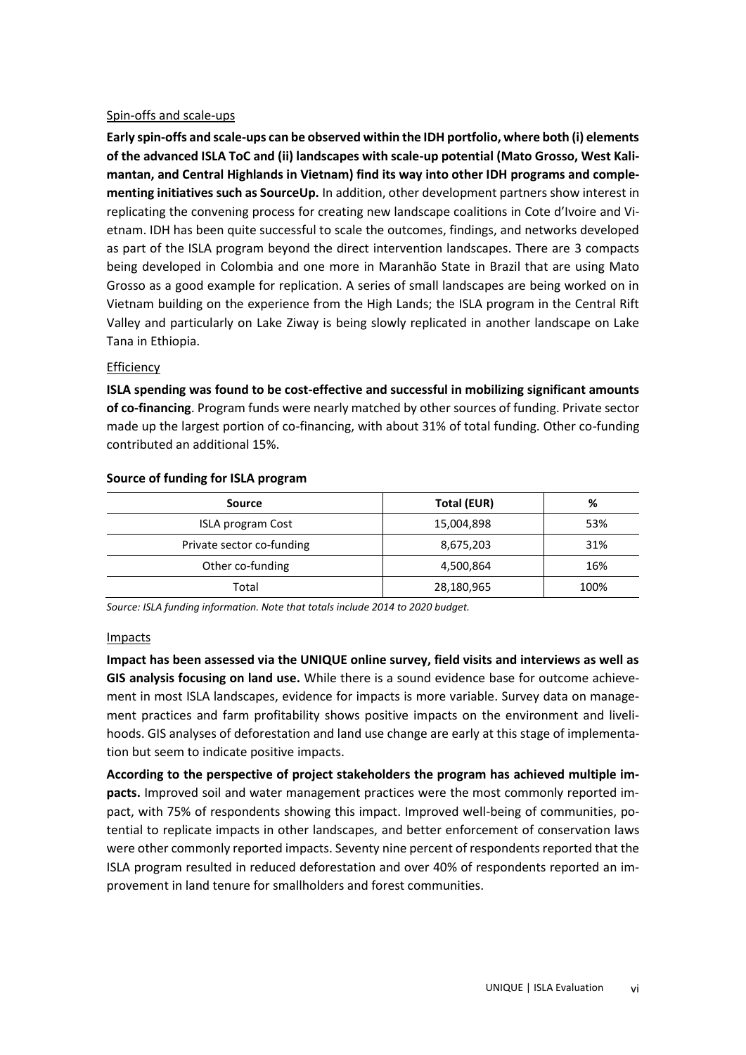Spin-offs and scale-ups

**Early spin-offs and scale-ups can be observed within the IDH portfolio, where both (i) elements of the advanced ISLA ToC and (ii) landscapes with scale-up potential (Mato Grosso, West Kalimantan, and Central Highlands in Vietnam) find its way into other IDH programs and complementing initiatives such as SourceUp.** In addition, other development partners show interest in replicating the convening process for creating new landscape coalitions in Cote d'Ivoire and Vietnam. IDH has been quite successful to scale the outcomes, findings, and networks developed as part of the ISLA program beyond the direct intervention landscapes. There are 3 compacts being developed in Colombia and one more in Maranhão State in Brazil that are using Mato Grosso as a good example for replication. A series of small landscapes are being worked on in Vietnam building on the experience from the High Lands; the ISLA program in the Central Rift Valley and particularly on Lake Ziway is being slowly replicated in another landscape on Lake Tana in Ethiopia.

Efficiency

**ISLA spending was found to be cost-effective and successful in mobilizing significant amounts of co-financing**. Program funds were nearly matched by other sources of funding. Private sector made up the largest portion of co-financing, with about 31% of total funding. Other co-funding contributed an additional 15%.

**Source of funding for ISLA program**

| Source | Total (EUR) | % |
|---|---|---|
| ISLA program Cost | 15,004,898 | 53% |
| Private sector co-funding | 8,675,203 | 31% |
| Other co-funding | 4,500,864 | 16% |
| Total | 28,180,965 | 100% |

*Source: ISLA funding information. Note that totals include 2014 to 2020 budget.*

Impacts

**Impact has been assessed via the UNIQUE online survey, field visits and interviews as well as GIS analysis focusing on land use.** While there is a sound evidence base for outcome achievement in most ISLA landscapes, evidence for impacts is more variable. Survey data on management practices and farm profitability shows positive impacts on the environment and livelihoods. GIS analyses of deforestation and land use change are early at this stage of implementation but seem to indicate positive impacts.

**According to the perspective of project stakeholders the program has achieved multiple impacts.** Improved soil and water management practices were the most commonly reported impact, with 75% of respondents showing this impact. Improved well-being of communities, potential to replicate impacts in other landscapes, and better enforcement of conservation laws were other commonly reported impacts. Seventy nine percent of respondents reported that the ISLA program resulted in reduced deforestation and over 40% of respondents reported an improvement in land tenure for smallholders and forest communities.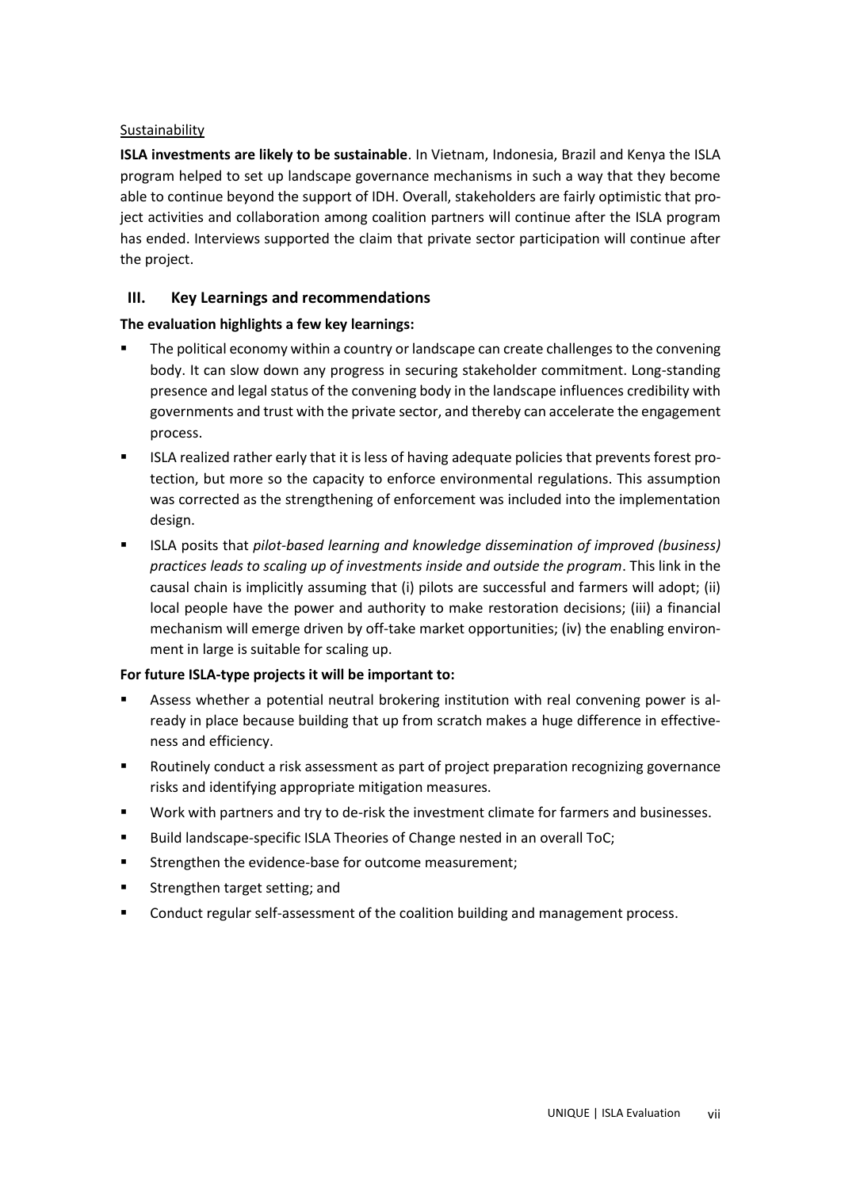Sustainability

**ISLA investments are likely to be sustainable**. In Vietnam, Indonesia, Brazil and Kenya the ISLA program helped to set up landscape governance mechanisms in such a way that they become able to continue beyond the support of IDH. Overall, stakeholders are fairly optimistic that project activities and collaboration among coalition partners will continue after the ISLA program has ended. Interviews supported the claim that private sector participation will continue after the project.

## III. Key Learnings and recommendations

**The evaluation highlights a few key learnings:**

- The political economy within a country or landscape can create challenges to the convening body. It can slow down any progress in securing stakeholder commitment. Long-standing presence and legal status of the convening body in the landscape influences credibility with governments and trust with the private sector, and thereby can accelerate the engagement process.
- ISLA realized rather early that it is less of having adequate policies that prevents forest protection, but more so the capacity to enforce environmental regulations. This assumption was corrected as the strengthening of enforcement was included into the implementation design.
- ISLA posits that *pilot-based learning and knowledge dissemination of improved (business) practices leads to scaling up of investments inside and outside the program*. This link in the causal chain is implicitly assuming that (i) pilots are successful and farmers will adopt; (ii) local people have the power and authority to make restoration decisions; (iii) a financial mechanism will emerge driven by off-take market opportunities; (iv) the enabling environment in large is suitable for scaling up.

**For future ISLA-type projects it will be important to:**

- Assess whether a potential neutral brokering institution with real convening power is already in place because building that up from scratch makes a huge difference in effectiveness and efficiency.
- Routinely conduct a risk assessment as part of project preparation recognizing governance risks and identifying appropriate mitigation measures.
- Work with partners and try to de-risk the investment climate for farmers and businesses.
- Build landscape-specific ISLA Theories of Change nested in an overall ToC;
- Strengthen the evidence-base for outcome measurement;
- Strengthen target setting; and
- Conduct regular self-assessment of the coalition building and management process.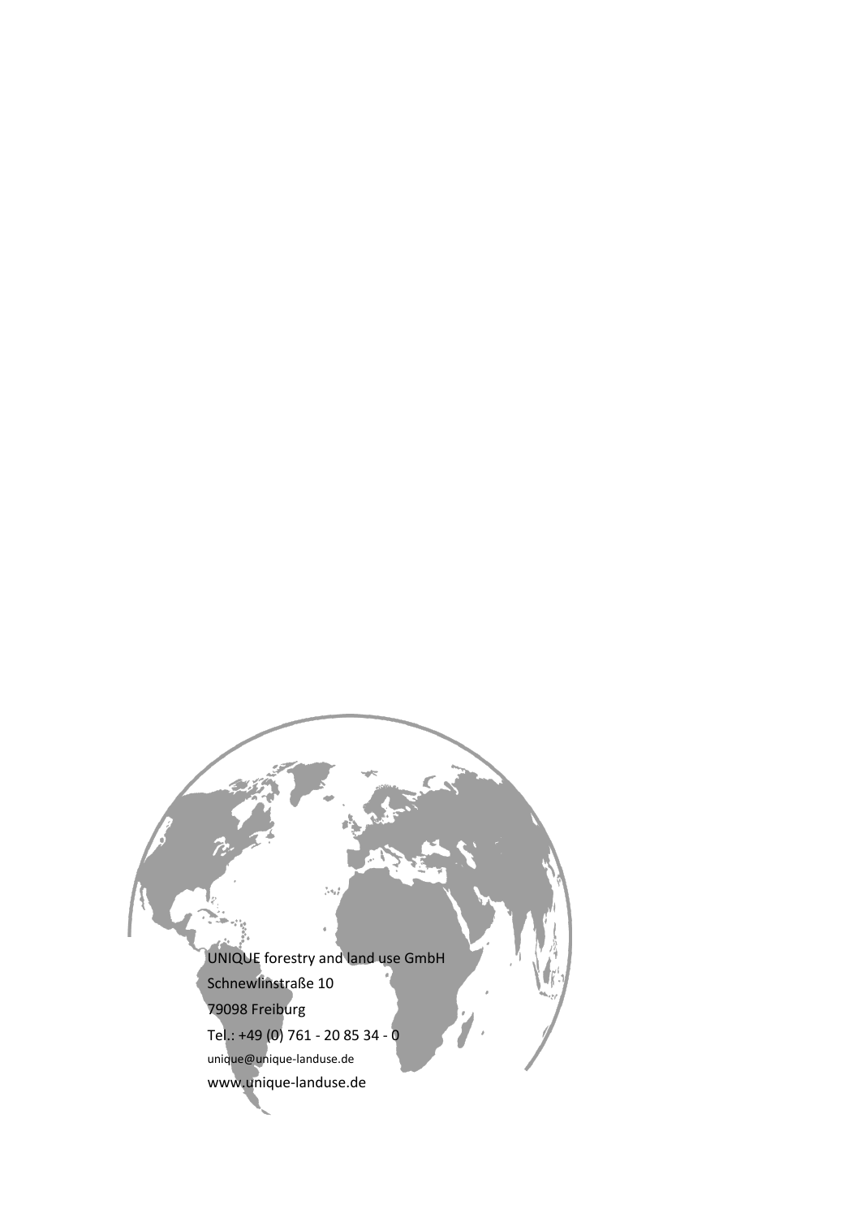UNIQUE forestry and land use GmbH

Schnewlinstraße 10

79098 Freiburg

Tel.: +49 (0) 761 - 20 85 34 - 0

unique@unique-landuse.de

www.unique-landuse.de